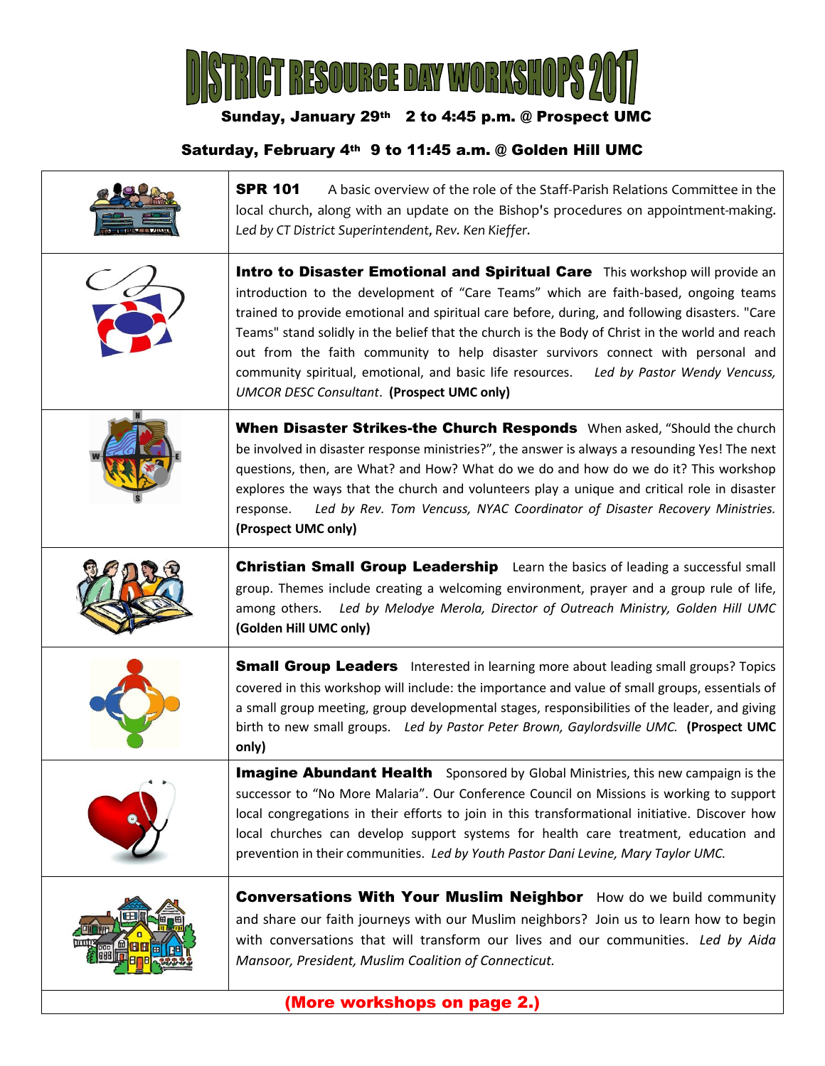# DISTRICT RESOURCE DAY WORKSHOPS 2017

**Sunday, January 29th 2 to 4:45 p.m. @ Prospect UMC**

**Saturday, February 4th 9 to 11:45 a.m. @ Golden Hill UMC**

**SPR 101** A basic overview of the role of the Staff-Parish Relations Committee in the local church, along with an update on the Bishop's procedures on appointment-making. *Led by CT District Superintendent, Rev. Ken Kieffer.*

**Intro to Disaster Emotional and Spiritual Care** This workshop will provide an introduction to the development of "Care Teams" which are faith-based, ongoing teams trained to provide emotional and spiritual care before, during, and following disasters. "Care Teams" stand solidly in the belief that the church is the Body of Christ in the world and reach out from the faith community to help disaster survivors connect with personal and community spiritual, emotional, and basic life resources. *Led by Pastor Wendy Vencuss, UMCOR DESC Consultant*. **(Prospect UMC only)**

**When Disaster Strikes-the Church Responds** When asked, "Should the church be involved in disaster response ministries?", the answer is always a resounding Yes! The next questions, then, are What? and How? What do we do and how do we do it? This workshop explores the ways that the church and volunteers play a unique and critical role in disaster response. *Led by Rev. Tom Vencuss, NYAC Coordinator of Disaster Recovery Ministries.* **(Prospect UMC only)**

**Christian Small Group Leadership** Learn the basics of leading a successful small group. Themes include creating a welcoming environment, prayer and a group rule of life, among others. *Led by Melodye Merola, Director of Outreach Ministry, Golden Hill UMC* **(Golden Hill UMC only)**

**Small Group Leaders** Interested in learning more about leading small groups? Topics covered in this workshop will include: the importance and value of small groups, essentials of a small group meeting, group developmental stages, responsibilities of the leader, and giving birth to new small groups. *Led by Pastor Peter Brown, Gaylordsville UMC.* **(Prospect UMC only)**

**Imagine Abundant Health** Sponsored by Global Ministries, this new campaign is the successor to "No More Malaria". Our Conference Council on Missions is working to support local congregations in their efforts to join in this transformational initiative. Discover how local churches can develop support systems for health care treatment, education and prevention in their communities. *Led by Youth Pastor Dani Levine, Mary Taylor UMC.*

**Conversations With Your Muslim Neighbor** How do we build community and share our faith journeys with our Muslim neighbors? Join us to learn how to begin with conversations that will transform our lives and our communities. *Led by Aida Mansoor, President, Muslim Coalition of Connecticut.*

**(More workshops on page 2.)**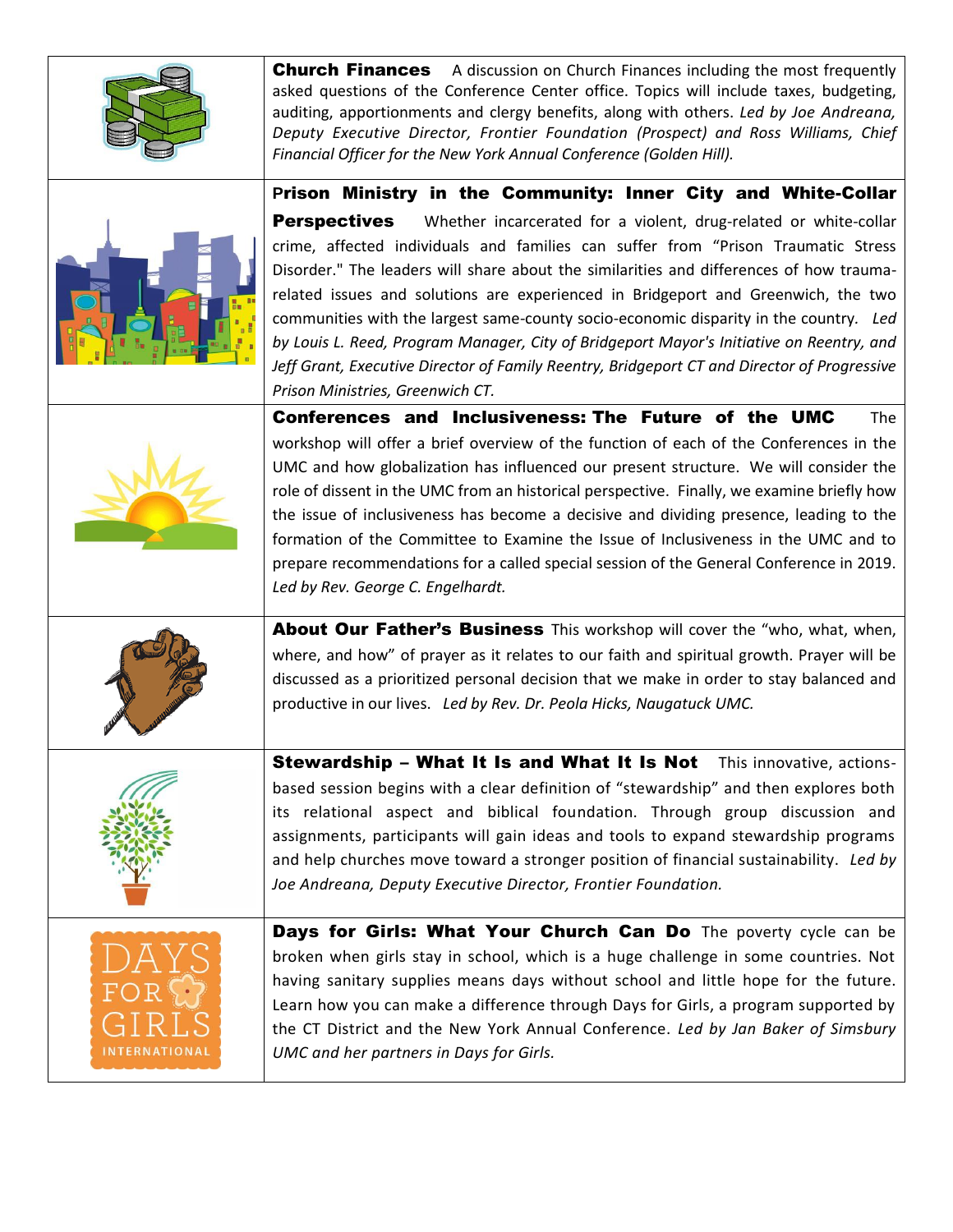**Church Finances** A discussion on Church Finances including the most frequently asked questions of the Conference Center office. Topics will include taxes, budgeting, auditing, apportionments and clergy benefits, along with others. *Led by Joe Andreana, Deputy Executive Director, Frontier Foundation (Prospect) and Ross Williams, Chief Financial Officer for the New York Annual Conference (Golden Hill).*

**Prison Ministry in the Community: Inner City and White-Collar Perspectives** Whether incarcerated for a violent, drug-related or white-collar crime, affected individuals and families can suffer from "Prison Traumatic Stress Disorder." The leaders will share about the similarities and differences of how trauma-related issues and solutions are experienced in Bridgeport and Greenwich, the two communities with the largest same-county socio-economic disparity in the country. *Led by Louis L. Reed, Program Manager, City of Bridgeport Mayor's Initiative on Reentry, and Jeff Grant, Executive Director of Family Reentry, Bridgeport CT and Director of Progressive Prison Ministries, Greenwich CT.*

**Conferences and Inclusiveness: The Future of the UMC** The workshop will offer a brief overview of the function of each of the Conferences in the UMC and how globalization has influenced our present structure. We will consider the role of dissent in the UMC from an historical perspective. Finally, we examine briefly how the issue of inclusiveness has become a decisive and dividing presence, leading to the formation of the Committee to Examine the Issue of Inclusiveness in the UMC and to prepare recommendations for a called special session of the General Conference in 2019. *Led by Rev. George C. Engelhardt.*

**About Our Father's Business** This workshop will cover the "who, what, when, where, and how" of prayer as it relates to our faith and spiritual growth. Prayer will be discussed as a prioritized personal decision that we make in order to stay balanced and productive in our lives. *Led by Rev. Dr. Peola Hicks, Naugatuck UMC.*

**Stewardship – What It Is and What It Is Not** This innovative, actions-based session begins with a clear definition of "stewardship" and then explores both its relational aspect and biblical foundation. Through group discussion and assignments, participants will gain ideas and tools to expand stewardship programs and help churches move toward a stronger position of financial sustainability. *Led by Joe Andreana, Deputy Executive Director, Frontier Foundation.*

**Days for Girls: What Your Church Can Do** The poverty cycle can be broken when girls stay in school, which is a huge challenge in some countries. Not having sanitary supplies means days without school and little hope for the future. Learn how you can make a difference through Days for Girls, a program supported by the CT District and the New York Annual Conference. *Led by Jan Baker of Simsbury UMC and her partners in Days for Girls.*